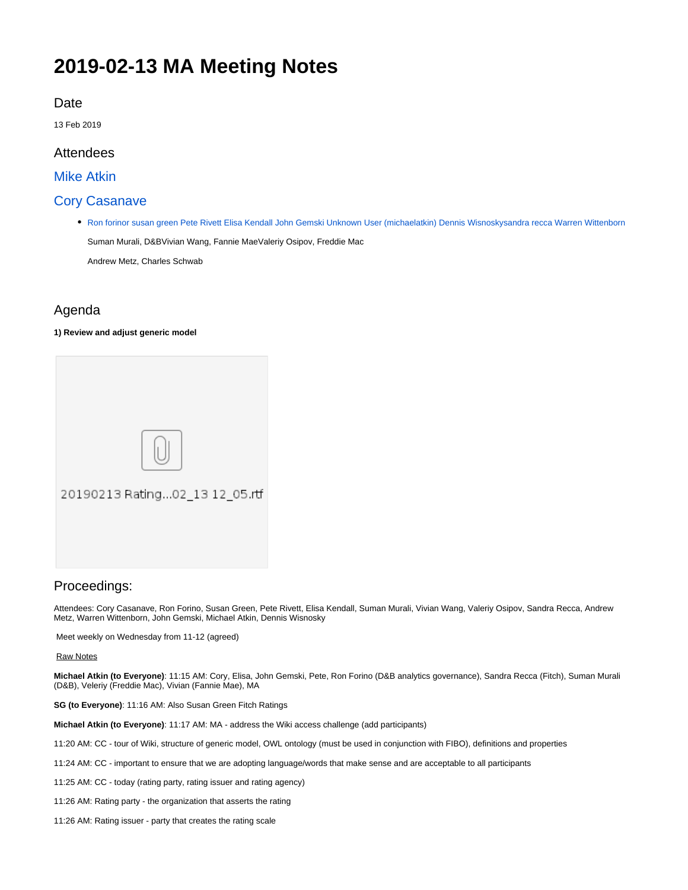# 2019-02-13 MA Meeting Notes

## Date

13 Feb 2019

## Attendees

## Mike Atkin

## Cory Casanave

- Ron forinor susan green Pete Rivett Elisa Kendall John Gemski Unknown User (michaelatkin) Dennis Wisnoskysandra recca Warren Wittenborn

  Suman Murali, D&BVivian Wang, Fannie MaeValeriy Osipov, Freddie Mac

  Andrew Metz, Charles Schwab

## Agenda

**1) Review and adjust generic model**

20190213 Rating...02_13 12_05.rtf

## Proceedings:

Attendees: Cory Casanave, Ron Forino, Susan Green, Pete Rivett, Elisa Kendall, Suman Murali, Vivian Wang, Valeriy Osipov, Sandra Recca, Andrew Metz, Warren Wittenborn, John Gemski, Michael Atkin, Dennis Wisnosky

Meet weekly on Wednesday from 11-12 (agreed)

Raw Notes

**Michael Atkin (to Everyone)**: 11:15 AM: Cory, Elisa, John Gemski, Pete, Ron Forino (D&B analytics governance), Sandra Recca (Fitch), Suman Murali (D&B), Veleriy (Freddie Mac), Vivian (Fannie Mae), MA

**SG (to Everyone)**: 11:16 AM: Also Susan Green Fitch Ratings

**Michael Atkin (to Everyone)**: 11:17 AM: MA - address the Wiki access challenge (add participants)

11:20 AM: CC - tour of Wiki, structure of generic model, OWL ontology (must be used in conjunction with FIBO), definitions and properties

11:24 AM: CC - important to ensure that we are adopting language/words that make sense and are acceptable to all participants

11:25 AM: CC - today (rating party, rating issuer and rating agency)

11:26 AM: Rating party - the organization that asserts the rating

11:26 AM: Rating issuer - party that creates the rating scale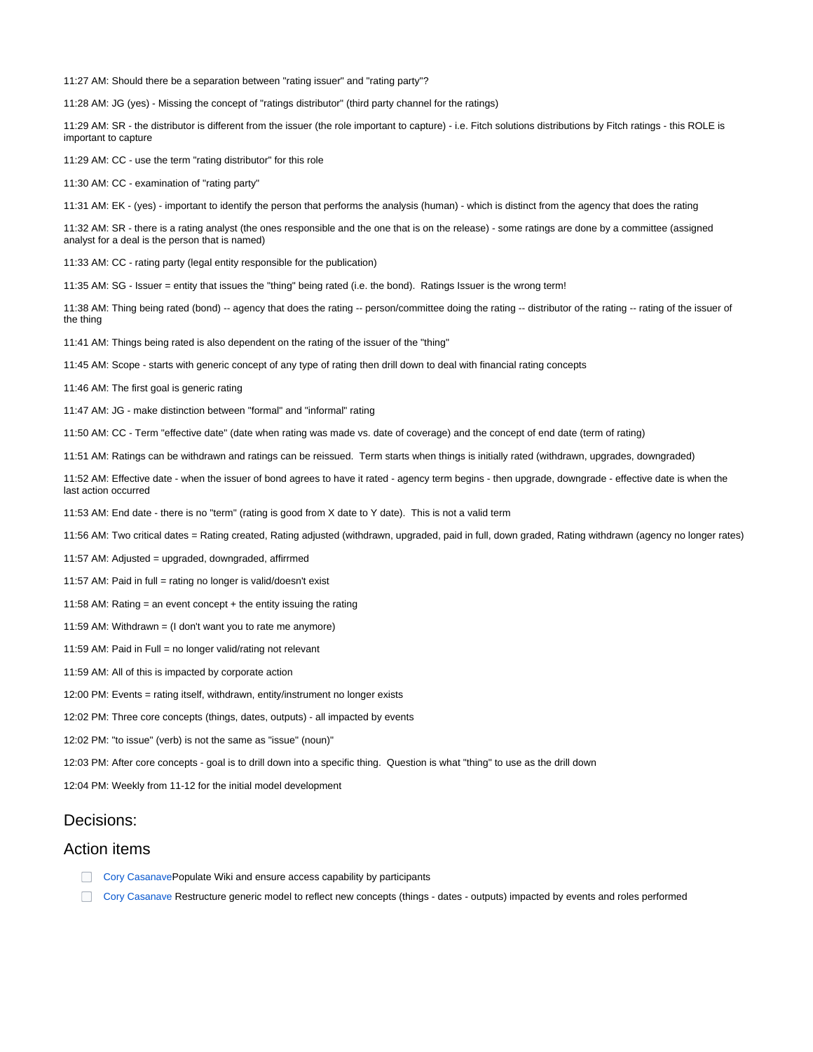11:27 AM: Should there be a separation between "rating issuer" and "rating party"?

11:28 AM: JG (yes) - Missing the concept of "ratings distributor" (third party channel for the ratings)

11:29 AM: SR - the distributor is different from the issuer (the role important to capture) - i.e. Fitch solutions distributions by Fitch ratings - this ROLE is important to capture

11:29 AM: CC - use the term "rating distributor" for this role

11:30 AM: CC - examination of "rating party"

11:31 AM: EK - (yes) - important to identify the person that performs the analysis (human) - which is distinct from the agency that does the rating

11:32 AM: SR - there is a rating analyst (the ones responsible and the one that is on the release) - some ratings are done by a committee (assigned analyst for a deal is the person that is named)

11:33 AM: CC - rating party (legal entity responsible for the publication)

11:35 AM: SG - Issuer = entity that issues the "thing" being rated (i.e. the bond). Ratings Issuer is the wrong term!

11:38 AM: Thing being rated (bond) -- agency that does the rating -- person/committee doing the rating -- distributor of the rating -- rating of the issuer of the thing

11:41 AM: Things being rated is also dependent on the rating of the issuer of the "thing"

11:45 AM: Scope - starts with generic concept of any type of rating then drill down to deal with financial rating concepts

11:46 AM: The first goal is generic rating

11:47 AM: JG - make distinction between "formal" and "informal" rating

11:50 AM: CC - Term "effective date" (date when rating was made vs. date of coverage) and the concept of end date (term of rating)

11:51 AM: Ratings can be withdrawn and ratings can be reissued. Term starts when things is initially rated (withdrawn, upgrades, downgraded)

11:52 AM: Effective date - when the issuer of bond agrees to have it rated - agency term begins - then upgrade, downgrade - effective date is when the last action occurred

11:53 AM: End date - there is no "term" (rating is good from X date to Y date). This is not a valid term

11:56 AM: Two critical dates = Rating created, Rating adjusted (withdrawn, upgraded, paid in full, down graded, Rating withdrawn (agency no longer rates)

11:57 AM: Adjusted = upgraded, downgraded, affirrmed

11:57 AM: Paid in full = rating no longer is valid/doesn't exist

11:58 AM: Rating = an event concept + the entity issuing the rating

11:59 AM: Withdrawn = (I don't want you to rate me anymore)

11:59 AM: Paid in Full = no longer valid/rating not relevant

11:59 AM: All of this is impacted by corporate action

12:00 PM: Events = rating itself, withdrawn, entity/instrument no longer exists

12:02 PM: Three core concepts (things, dates, outputs) - all impacted by events

12:02 PM: "to issue" (verb) is not the same as "issue" (noun)"

12:03 PM: After core concepts - goal is to drill down into a specific thing. Question is what "thing" to use as the drill down

12:04 PM: Weekly from 11-12 for the initial model development

## Decisions:

## Action items

- [ ] Cory CasanavePopulate Wiki and ensure access capability by participants
- [ ] Cory Casanave Restructure generic model to reflect new concepts (things - dates - outputs) impacted by events and roles performed